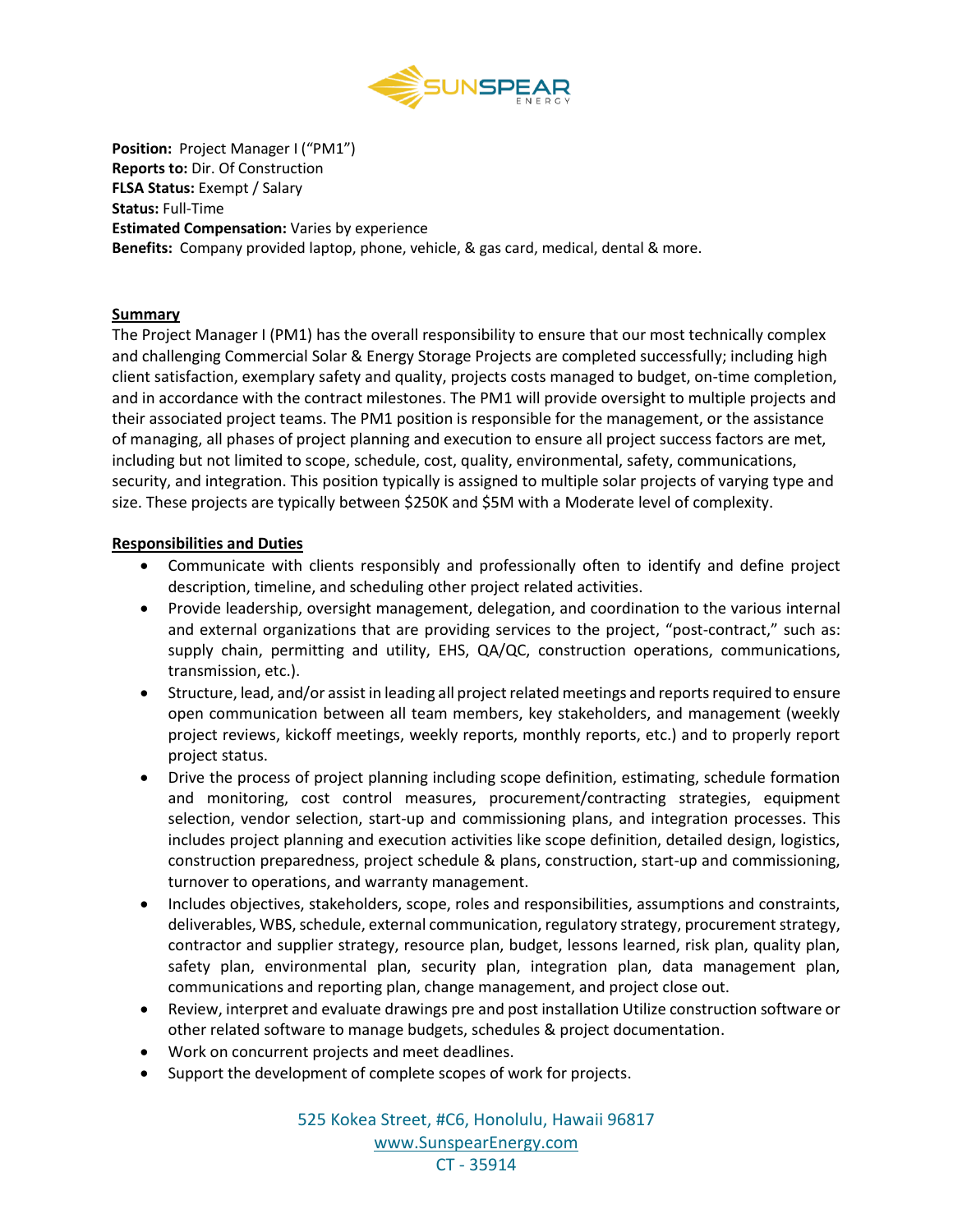**Position:** Project Manager I ("PM1")
**Reports to:** Dir. Of Construction
**FLSA Status:** Exempt / Salary
**Status:** Full-Time
**Estimated Compensation:** Varies by experience
**Benefits:** Company provided laptop, phone, vehicle, & gas card, medical, dental & more.

## Summary

The Project Manager I (PM1) has the overall responsibility to ensure that our most technically complex and challenging Commercial Solar & Energy Storage Projects are completed successfully; including high client satisfaction, exemplary safety and quality, projects costs managed to budget, on-time completion, and in accordance with the contract milestones. The PM1 will provide oversight to multiple projects and their associated project teams. The PM1 position is responsible for the management, or the assistance of managing, all phases of project planning and execution to ensure all project success factors are met, including but not limited to scope, schedule, cost, quality, environmental, safety, communications, security, and integration. This position typically is assigned to multiple solar projects of varying type and size. These projects are typically between $250K and $5M with a Moderate level of complexity.

## Responsibilities and Duties

- Communicate with clients responsibly and professionally often to identify and define project description, timeline, and scheduling other project related activities.
- Provide leadership, oversight management, delegation, and coordination to the various internal and external organizations that are providing services to the project, "post-contract," such as: supply chain, permitting and utility, EHS, QA/QC, construction operations, communications, transmission, etc.).
- Structure, lead, and/or assist in leading all project related meetings and reports required to ensure open communication between all team members, key stakeholders, and management (weekly project reviews, kickoff meetings, weekly reports, monthly reports, etc.) and to properly report project status.
- Drive the process of project planning including scope definition, estimating, schedule formation and monitoring, cost control measures, procurement/contracting strategies, equipment selection, vendor selection, start-up and commissioning plans, and integration processes. This includes project planning and execution activities like scope definition, detailed design, logistics, construction preparedness, project schedule & plans, construction, start-up and commissioning, turnover to operations, and warranty management.
- Includes objectives, stakeholders, scope, roles and responsibilities, assumptions and constraints, deliverables, WBS, schedule, external communication, regulatory strategy, procurement strategy, contractor and supplier strategy, resource plan, budget, lessons learned, risk plan, quality plan, safety plan, environmental plan, security plan, integration plan, data management plan, communications and reporting plan, change management, and project close out.
- Review, interpret and evaluate drawings pre and post installation Utilize construction software or other related software to manage budgets, schedules & project documentation.
- Work on concurrent projects and meet deadlines.
- Support the development of complete scopes of work for projects.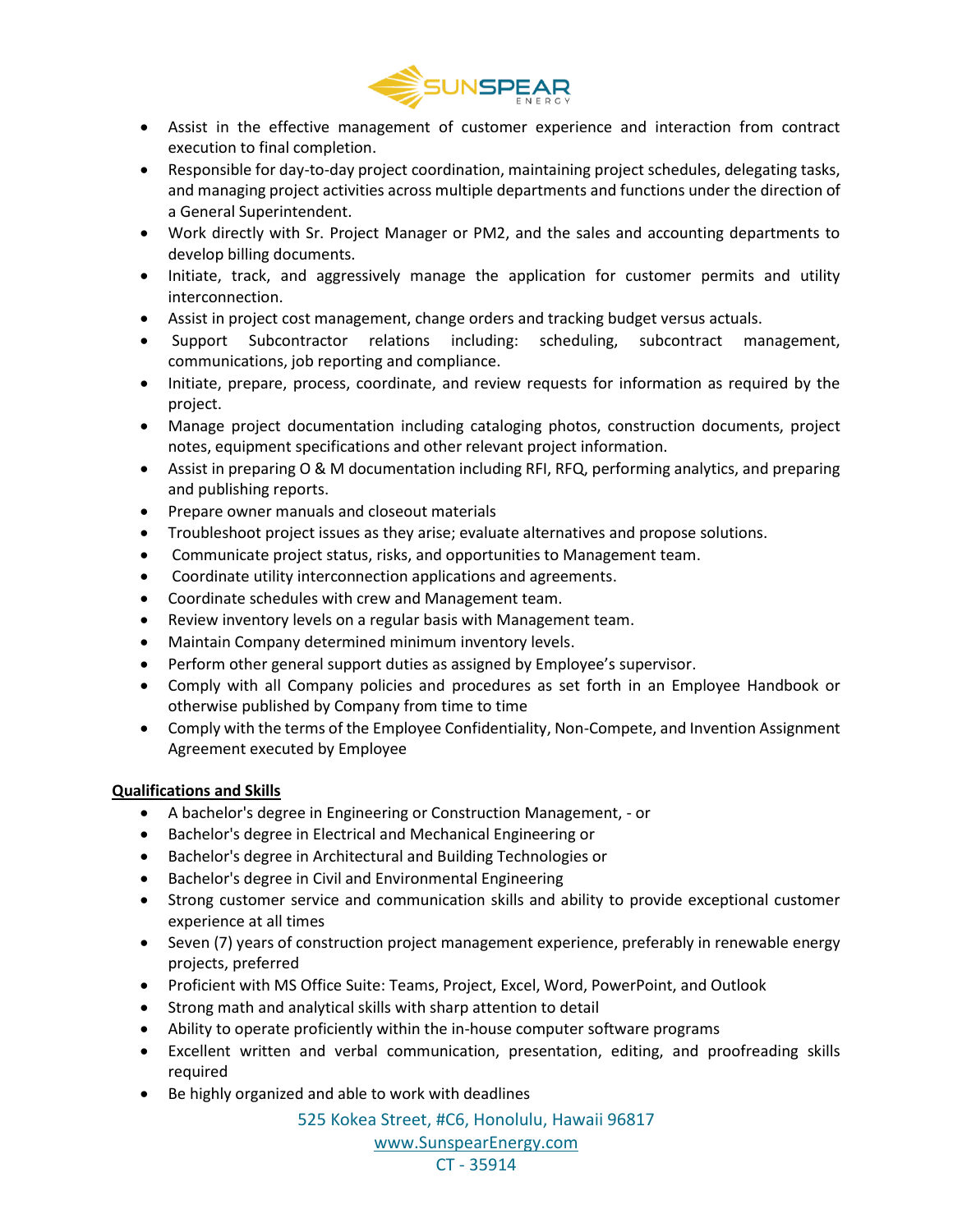- Assist in the effective management of customer experience and interaction from contract execution to final completion.
- Responsible for day-to-day project coordination, maintaining project schedules, delegating tasks, and managing project activities across multiple departments and functions under the direction of a General Superintendent.
- Work directly with Sr. Project Manager or PM2, and the sales and accounting departments to develop billing documents.
- Initiate, track, and aggressively manage the application for customer permits and utility interconnection.
- Assist in project cost management, change orders and tracking budget versus actuals.
- Support Subcontractor relations including: scheduling, subcontract management, communications, job reporting and compliance.
- Initiate, prepare, process, coordinate, and review requests for information as required by the project.
- Manage project documentation including cataloging photos, construction documents, project notes, equipment specifications and other relevant project information.
- Assist in preparing O & M documentation including RFI, RFQ, performing analytics, and preparing and publishing reports.
- Prepare owner manuals and closeout materials
- Troubleshoot project issues as they arise; evaluate alternatives and propose solutions.
- Communicate project status, risks, and opportunities to Management team.
- Coordinate utility interconnection applications and agreements.
- Coordinate schedules with crew and Management team.
- Review inventory levels on a regular basis with Management team.
- Maintain Company determined minimum inventory levels.
- Perform other general support duties as assigned by Employee's supervisor.
- Comply with all Company policies and procedures as set forth in an Employee Handbook or otherwise published by Company from time to time
- Comply with the terms of the Employee Confidentiality, Non-Compete, and Invention Assignment Agreement executed by Employee

**Qualifications and Skills**

- A bachelor's degree in Engineering or Construction Management, - or
- Bachelor's degree in Electrical and Mechanical Engineering or
- Bachelor's degree in Architectural and Building Technologies or
- Bachelor's degree in Civil and Environmental Engineering
- Strong customer service and communication skills and ability to provide exceptional customer experience at all times
- Seven (7) years of construction project management experience, preferably in renewable energy projects, preferred
- Proficient with MS Office Suite: Teams, Project, Excel, Word, PowerPoint, and Outlook
- Strong math and analytical skills with sharp attention to detail
- Ability to operate proficiently within the in-house computer software programs
- Excellent written and verbal communication, presentation, editing, and proofreading skills required
- Be highly organized and able to work with deadlines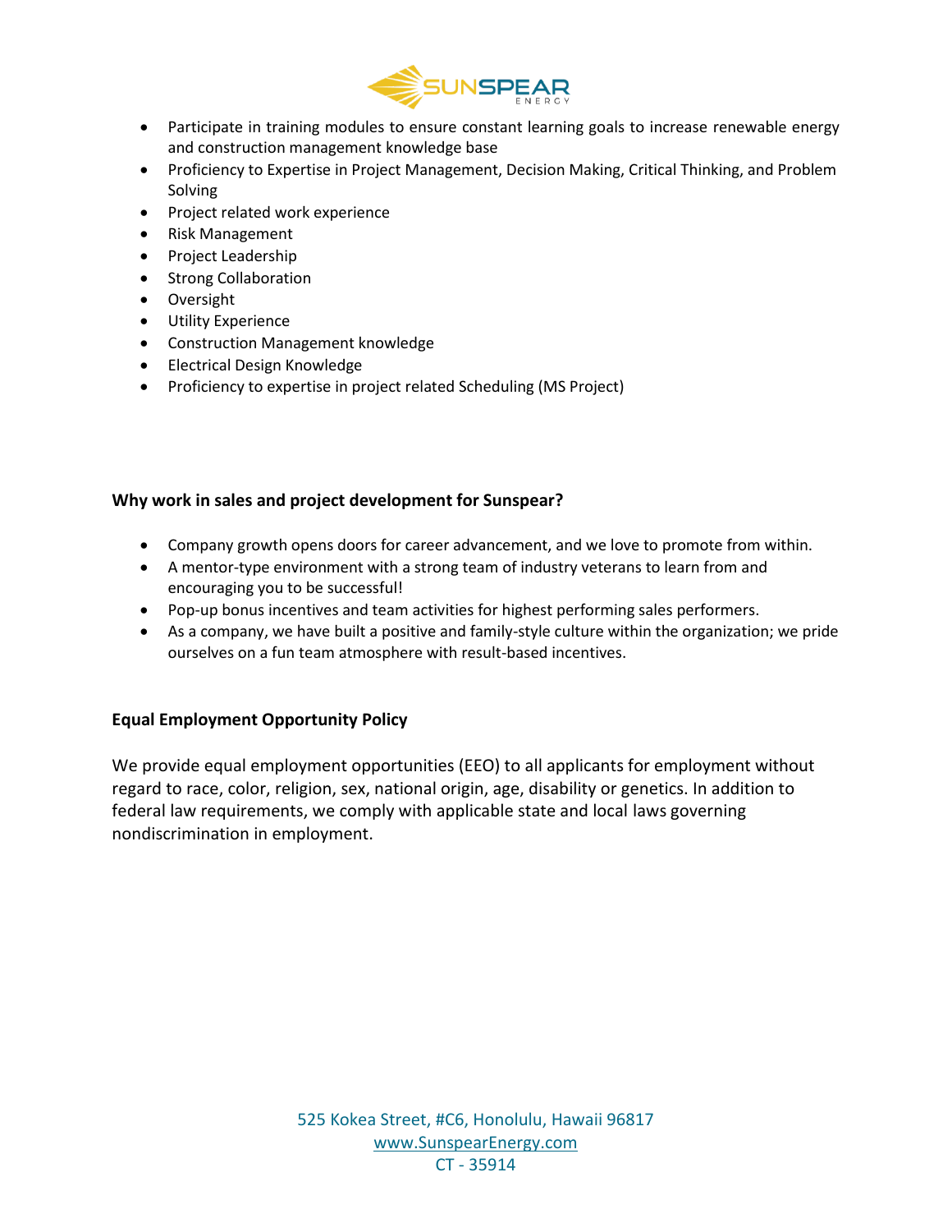- Participate in training modules to ensure constant learning goals to increase renewable energy and construction management knowledge base
- Proficiency to Expertise in Project Management, Decision Making, Critical Thinking, and Problem Solving
- Project related work experience
- Risk Management
- Project Leadership
- Strong Collaboration
- Oversight
- Utility Experience
- Construction Management knowledge
- Electrical Design Knowledge
- Proficiency to expertise in project related Scheduling (MS Project)

**Why work in sales and project development for Sunspear?**

- Company growth opens doors for career advancement, and we love to promote from within.
- A mentor-type environment with a strong team of industry veterans to learn from and encouraging you to be successful!
- Pop-up bonus incentives and team activities for highest performing sales performers.
- As a company, we have built a positive and family-style culture within the organization; we pride ourselves on a fun team atmosphere with result-based incentives.

**Equal Employment Opportunity Policy**

We provide equal employment opportunities (EEO) to all applicants for employment without regard to race, color, religion, sex, national origin, age, disability or genetics. In addition to federal law requirements, we comply with applicable state and local laws governing nondiscrimination in employment.